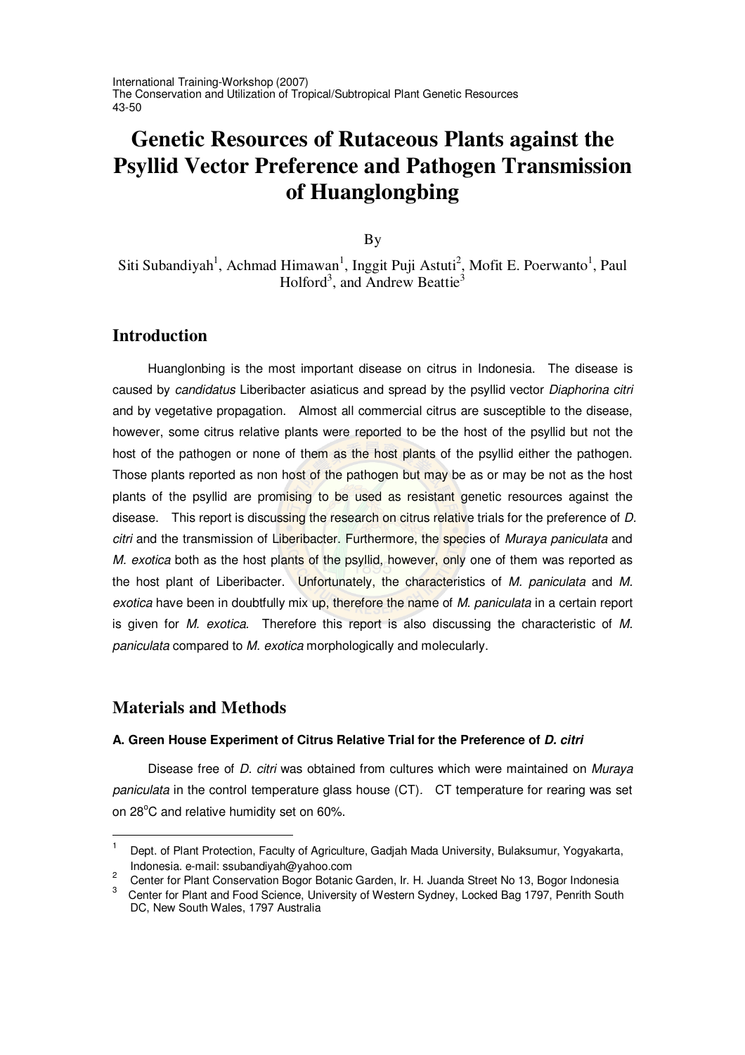# Genetic Resources of Rutaceous Plants against the Psyllid Vector Preference and Pathogen Transmission of Huanglongbing

By

Siti Subandiyah[1], Achmad Himawan[1], Inggit Puji Astuti[2], Mofit E. Poerwanto[1], Paul Holford[3], and Andrew Beattie[3]

## Introduction

Huanglonbing is the most important disease on citrus in Indonesia. The disease is caused by *candidatus* Liberibacter asiaticus and spread by the psyllid vector *Diaphorina citri* and by vegetative propagation. Almost all commercial citrus are susceptible to the disease, however, some citrus relative plants were reported to be the host of the psyllid but not the host of the pathogen or none of them as the host plants of the psyllid either the pathogen. Those plants reported as non host of the pathogen but may be as or may be not as the host plants of the psyllid are promising to be used as resistant genetic resources against the disease. This report is discussing the research on citrus relative trials for the preference of *D. citri* and the transmission of Liberibacter. Furthermore, the species of *Muraya paniculata* and *M. exotica* both as the host plants of the psyllid, however, only one of them was reported as the host plant of Liberibacter. Unfortunately, the characteristics of *M. paniculata* and *M. exotica* have been in doubtfully mix up, therefore the name of *M. paniculata* in a certain report is given for *M. exotica*. Therefore this report is also discussing the characteristic of *M. paniculata* compared to *M. exotica* morphologically and molecularly.

## Materials and Methods

### A. Green House Experiment of Citrus Relative Trial for the Preference of *D. citri*

Disease free of *D. citri* was obtained from cultures which were maintained on *Muraya paniculata* in the control temperature glass house (CT). CT temperature for rearing was set on 28°C and relative humidity set on 60%.

---

[1] Dept. of Plant Protection, Faculty of Agriculture, Gadjah Mada University, Bulaksumur, Yogyakarta, Indonesia. e-mail: ssubandiyah@yahoo.com

[2] Center for Plant Conservation Bogor Botanic Garden, Ir. H. Juanda Street No 13, Bogor Indonesia

[3] Center for Plant and Food Science, University of Western Sydney, Locked Bag 1797, Penrith South DC, New South Wales, 1797 Australia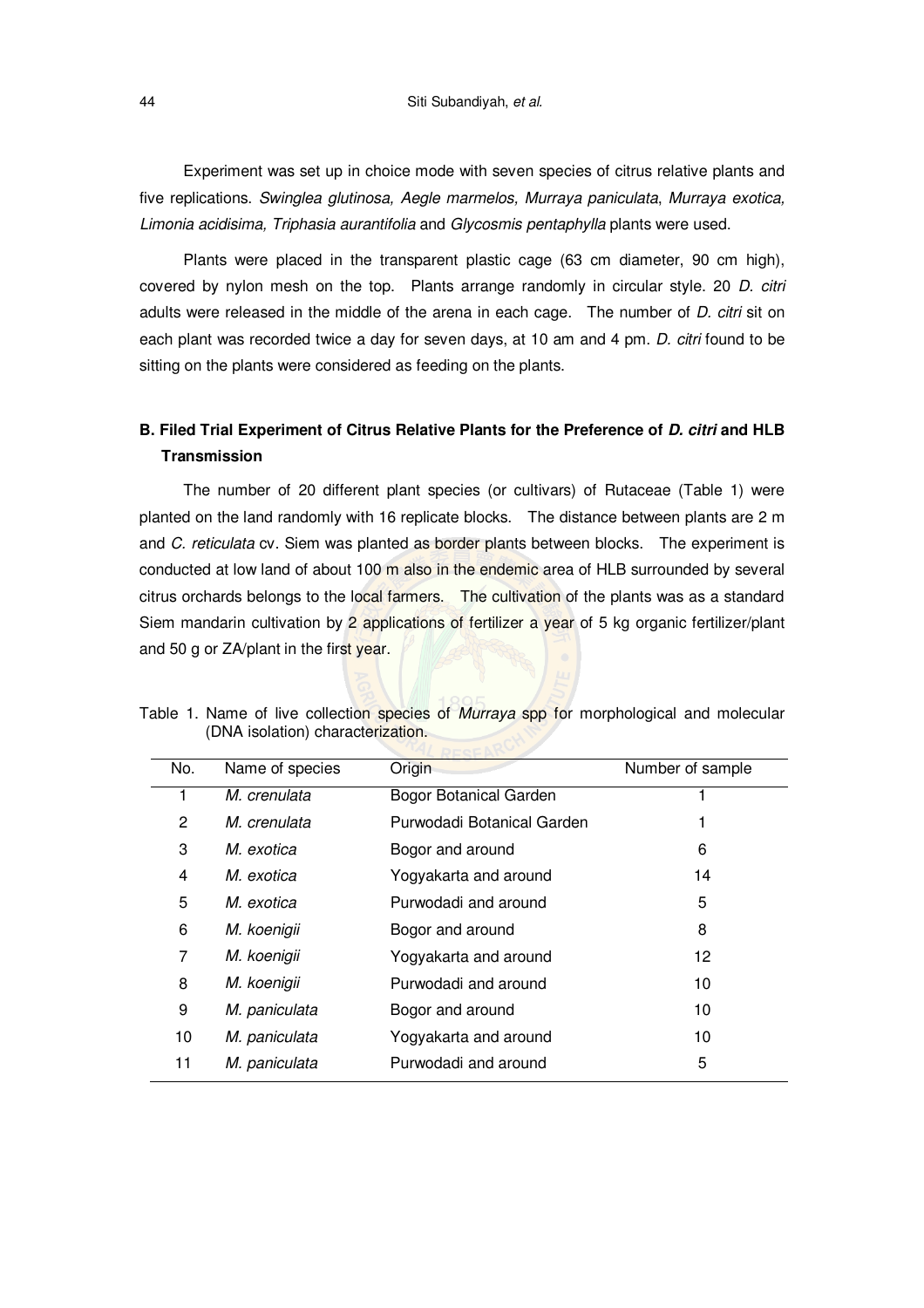Experiment was set up in choice mode with seven species of citrus relative plants and five replications. *Swinglea glutinosa, Aegle marmelos, Murraya paniculata*, *Murraya exotica, Limonia acidisima, Triphasia aurantifolia* and *Glycosmis pentaphylla* plants were used.

Plants were placed in the transparent plastic cage (63 cm diameter, 90 cm high), covered by nylon mesh on the top. Plants arrange randomly in circular style. 20 *D. citri* adults were released in the middle of the arena in each cage. The number of *D. citri* sit on each plant was recorded twice a day for seven days, at 10 am and 4 pm. *D. citri* found to be sitting on the plants were considered as feeding on the plants.

### B. Filed Trial Experiment of Citrus Relative Plants for the Preference of *D. citri* and HLB Transmission

The number of 20 different plant species (or cultivars) of Rutaceae (Table 1) were planted on the land randomly with 16 replicate blocks. The distance between plants are 2 m and *C. reticulata* cv. Siem was planted as border plants between blocks. The experiment is conducted at low land of about 100 m also in the endemic area of HLB surrounded by several citrus orchards belongs to the local farmers. The cultivation of the plants was as a standard Siem mandarin cultivation by 2 applications of fertilizer a year of 5 kg organic fertilizer/plant and 50 g or ZA/plant in the first year.

Table 1. Name of live collection species of *Murraya* spp for morphological and molecular (DNA isolation) characterization.

| No. | Name of species | Origin | Number of sample |
|---|---|---|---|
| 1 | *M. crenulata* | Bogor Botanical Garden | 1 |
| 2 | *M. crenulata* | Purwodadi Botanical Garden | 1 |
| 3 | *M. exotica* | Bogor and around | 6 |
| 4 | *M. exotica* | Yogyakarta and around | 14 |
| 5 | *M. exotica* | Purwodadi and around | 5 |
| 6 | *M. koenigii* | Bogor and around | 8 |
| 7 | *M. koenigii* | Yogyakarta and around | 12 |
| 8 | *M. koenigii* | Purwodadi and around | 10 |
| 9 | *M. paniculata* | Bogor and around | 10 |
| 10 | *M. paniculata* | Yogyakarta and around | 10 |
| 11 | *M. paniculata* | Purwodadi and around | 5 |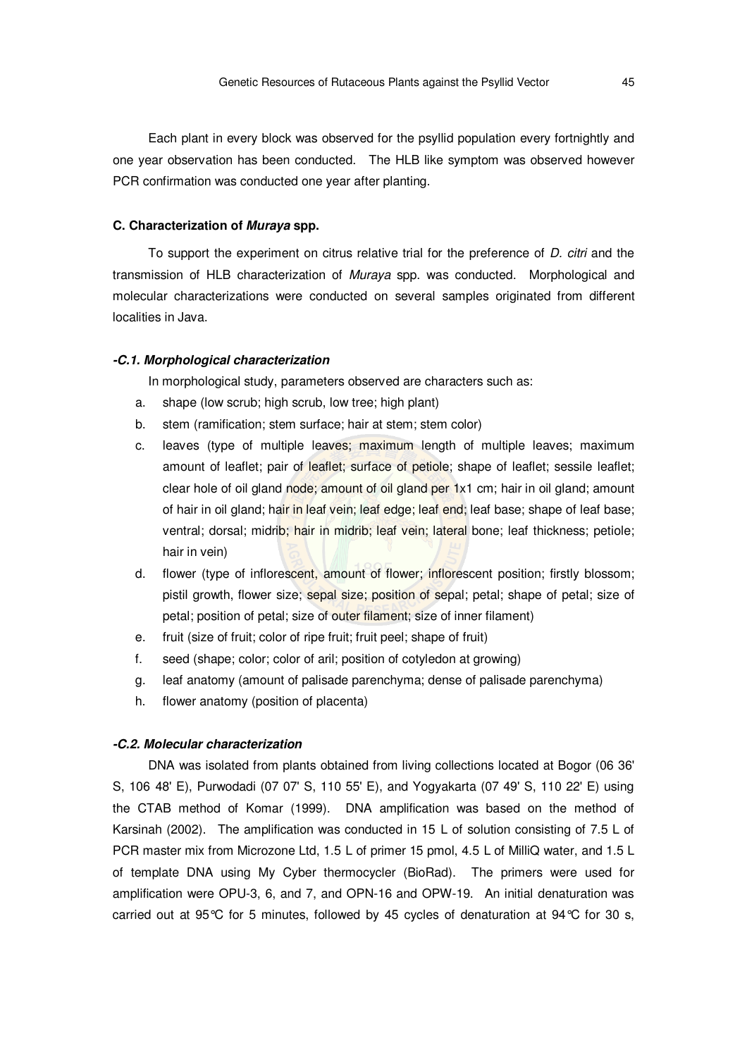Each plant in every block was observed for the psyllid population every fortnightly and one year observation has been conducted. The HLB like symptom was observed however PCR confirmation was conducted one year after planting.

### C. Characterization of *Muraya* spp.

To support the experiment on citrus relative trial for the preference of *D. citri* and the transmission of HLB characterization of *Muraya* spp. was conducted. Morphological and molecular characterizations were conducted on several samples originated from different localities in Java.

#### *-C.1. Morphological characterization*

In morphological study, parameters observed are characters such as:

a. shape (low scrub; high scrub, low tree; high plant)
b. stem (ramification; stem surface; hair at stem; stem color)
c. leaves (type of multiple leaves; maximum length of multiple leaves; maximum amount of leaflet; pair of leaflet; surface of petiole; shape of leaflet; sessile leaflet; clear hole of oil gland node; amount of oil gland per 1x1 cm; hair in oil gland; amount of hair in oil gland; hair in leaf vein; leaf edge; leaf end; leaf base; shape of leaf base; ventral; dorsal; midrib; hair in midrib; leaf vein; lateral bone; leaf thickness; petiole; hair in vein)
d. flower (type of inflorescent, amount of flower; inflorescent position; firstly blossom; pistil growth, flower size; sepal size; position of sepal; petal; shape of petal; size of petal; position of petal; size of outer filament; size of inner filament)
e. fruit (size of fruit; color of ripe fruit; fruit peel; shape of fruit)
f. seed (shape; color; color of aril; position of cotyledon at growing)
g. leaf anatomy (amount of palisade parenchyma; dense of palisade parenchyma)
h. flower anatomy (position of placenta)

#### *-C.2. Molecular characterization*

DNA was isolated from plants obtained from living collections located at Bogor (06 36' S, 106 48' E), Purwodadi (07 07' S, 110 55' E), and Yogyakarta (07 49' S, 110 22' E) using the CTAB method of Komar (1999). DNA amplification was based on the method of Karsinah (2002). The amplification was conducted in 15 L of solution consisting of 7.5 L of PCR master mix from Microzone Ltd, 1.5 L of primer 15 pmol, 4.5 L of MilliQ water, and 1.5 L of template DNA using My Cyber thermocycler (BioRad). The primers were used for amplification were OPU-3, 6, and 7, and OPN-16 and OPW-19. An initial denaturation was carried out at 95°C for 5 minutes, followed by 45 cycles of denaturation at 94°C for 30 s,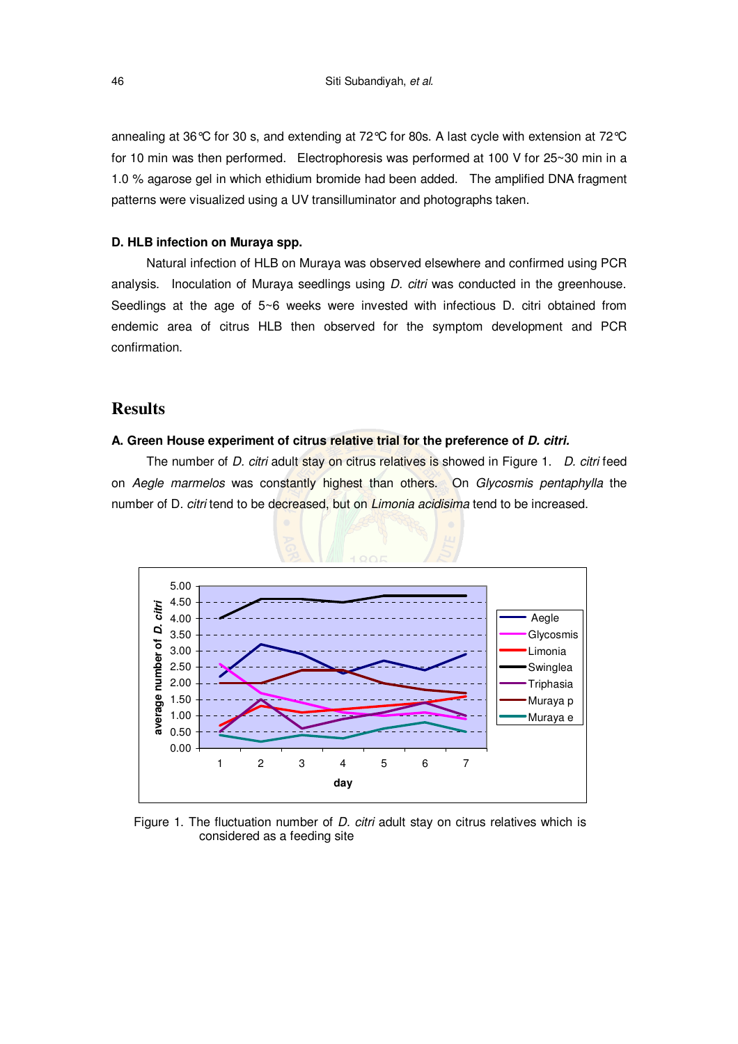annealing at 36℃ for 30 s, and extending at 72℃ for 80s. A last cycle with extension at 72℃ for 10 min was then performed. Electrophoresis was performed at 100 V for 25~30 min in a 1.0 % agarose gel in which ethidium bromide had been added. The amplified DNA fragment patterns were visualized using a UV transilluminator and photographs taken.

### D. HLB infection on Muraya spp.

Natural infection of HLB on Muraya was observed elsewhere and confirmed using PCR analysis. Inoculation of Muraya seedlings using *D. citri* was conducted in the greenhouse. Seedlings at the age of 5~6 weeks were invested with infectious D. citri obtained from endemic area of citrus HLB then observed for the symptom development and PCR confirmation.

## Results

### A. Green House experiment of citrus relative trial for the preference of *D. citri.*

The number of *D. citri* adult stay on citrus relatives is showed in Figure 1. *D. citri* feed on *Aegle marmelos* was constantly highest than others. On *Glycosmis pentaphylla* the number of D. *citri* tend to be decreased, but on *Limonia acidisima* tend to be increased.

Figure 1. The fluctuation number of *D. citri* adult stay on citrus relatives which is considered as a feeding site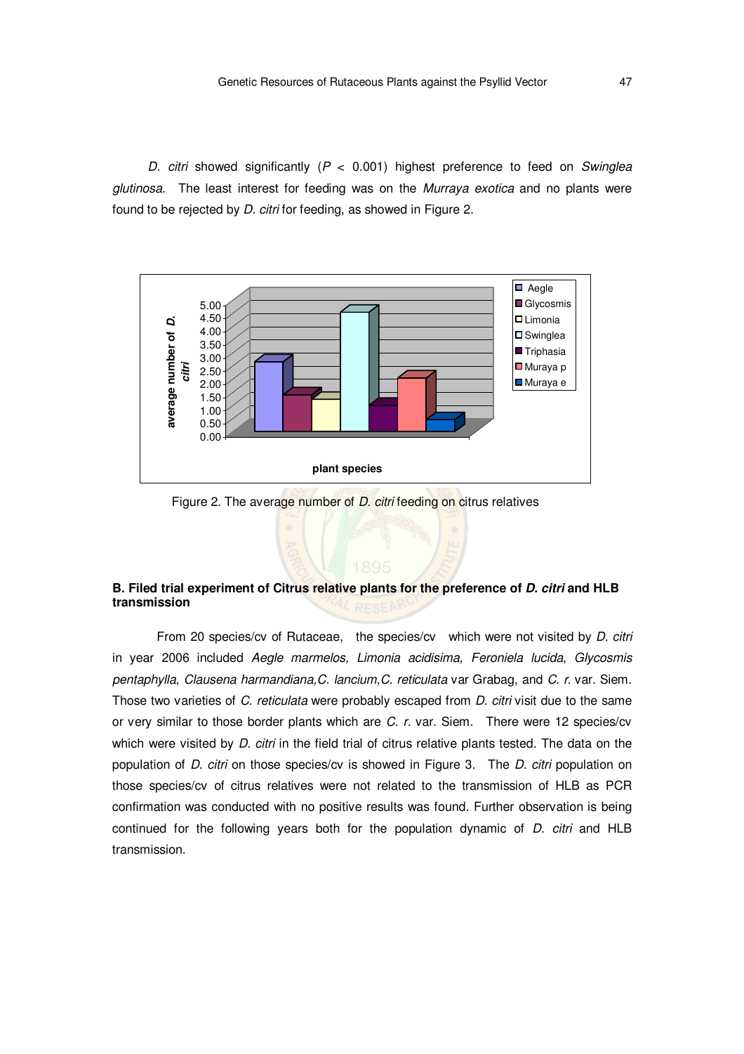*D. citri* showed significantly ($P < 0.001$) highest preference to feed on *Swinglea glutinosa*. The least interest for feeding was on the *Murraya exotica* and no plants were found to be rejected by *D. citri* for feeding, as showed in Figure 2.

Figure 2. The average number of *D. citri* feeding on citrus relatives

**B. Filed trial experiment of Citrus relative plants for the preference of *D. citri* and HLB transmission**

From 20 species/cv of Rutaceae, the species/cv which were not visited by *D. citri* in year 2006 included *Aegle marmelos, Limonia acidisima*, *Feroniela lucida*, *Glycosmis pentaphylla*, *Clausena harmandiana,C. lancium,C. reticulata* var Grabag, and *C. r.* var. Siem. Those two varieties of *C. reticulata* were probably escaped from *D. citri* visit due to the same or very similar to those border plants which are *C. r.* var. Siem. There were 12 species/cv which were visited by *D. citri* in the field trial of citrus relative plants tested. The data on the population of *D. citri* on those species/cv is showed in Figure 3. The *D. citri* population on those species/cv of citrus relatives were not related to the transmission of HLB as PCR confirmation was conducted with no positive results was found. Further observation is being continued for the following years both for the population dynamic of *D. citri* and HLB transmission.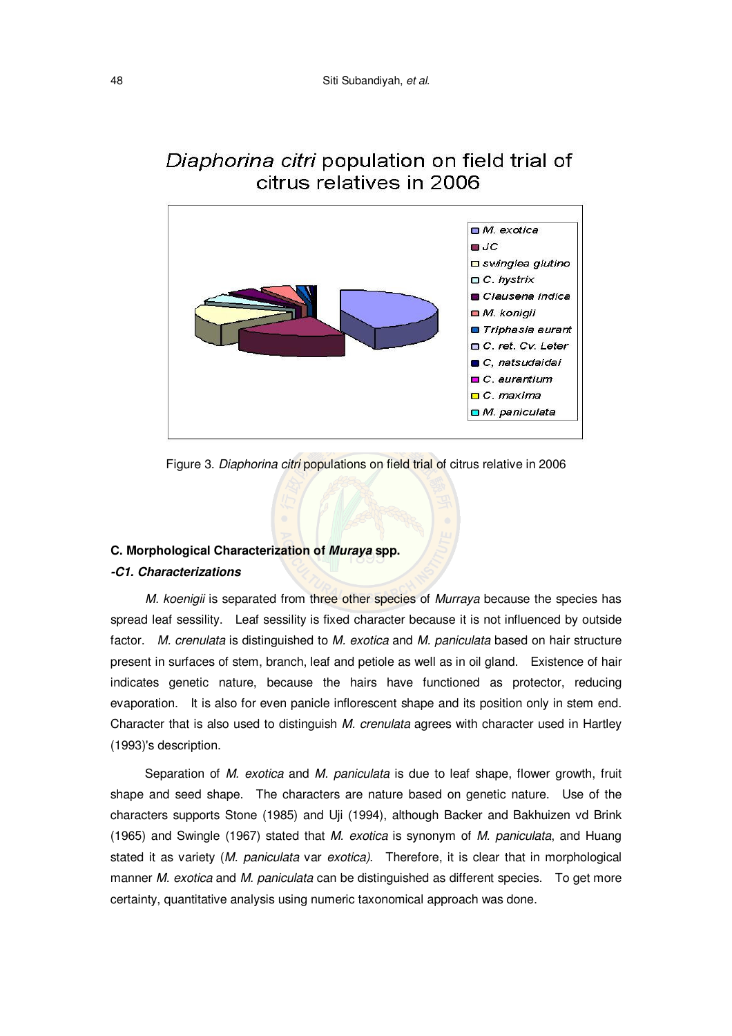Diaphorina citri population on field trial of citrus relatives in 2006

- M. exotica
- JC
- swinglea glutino
- C. hystrix
- Clausena indica
- M. konigii
- Triphasia eurant
- C. ret. Cv. Leter
- C, natsudaidai
- C. aurantium
- C. maxima
- M. paniculata

Figure 3. *Diaphorina citri* populations on field trial of citrus relative in 2006

**C. Morphological Characterization of *Muraya* spp.**

***-C1. Characterizations***

*M. koenigii* is separated from three other species of *Murraya* because the species has spread leaf sessility. Leaf sessility is fixed character because it is not influenced by outside factor. *M. crenulata* is distinguished to *M. exotica* and *M. paniculata* based on hair structure present in surfaces of stem, branch, leaf and petiole as well as in oil gland. Existence of hair indicates genetic nature, because the hairs have functioned as protector, reducing evaporation. It is also for even panicle inflorescent shape and its position only in stem end. Character that is also used to distinguish *M. crenulata* agrees with character used in Hartley (1993)'s description.

Separation of *M. exotica* and *M. paniculata* is due to leaf shape, flower growth, fruit shape and seed shape. The characters are nature based on genetic nature. Use of the characters supports Stone (1985) and Uji (1994), although Backer and Bakhuizen vd Brink (1965) and Swingle (1967) stated that *M. exotica* is synonym of *M. paniculata*, and Huang stated it as variety (*M. paniculata* var *exotica*). Therefore, it is clear that in morphological manner *M. exotica* and *M. paniculata* can be distinguished as different species. To get more certainty, quantitative analysis using numeric taxonomical approach was done.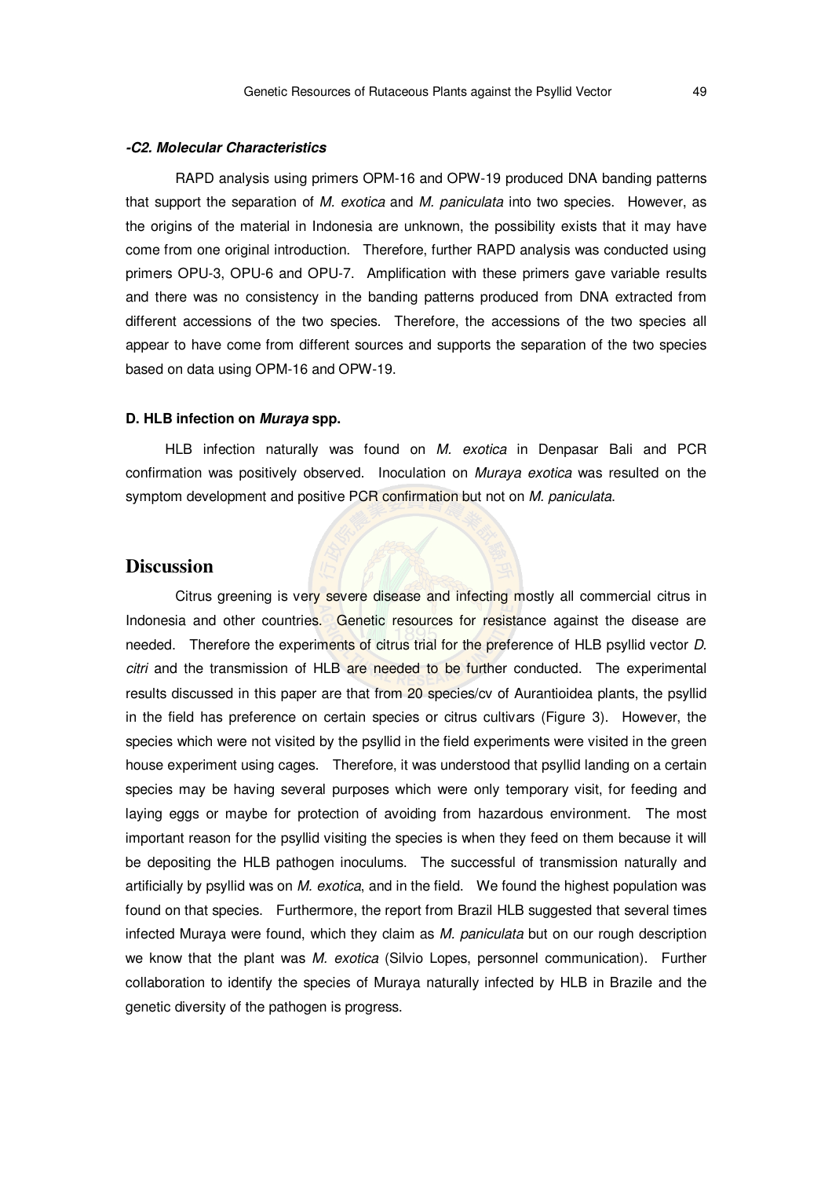***-C2. Molecular Characteristics***

RAPD analysis using primers OPM-16 and OPW-19 produced DNA banding patterns that support the separation of *M. exotica* and *M. paniculata* into two species. However, as the origins of the material in Indonesia are unknown, the possibility exists that it may have come from one original introduction. Therefore, further RAPD analysis was conducted using primers OPU-3, OPU-6 and OPU-7. Amplification with these primers gave variable results and there was no consistency in the banding patterns produced from DNA extracted from different accessions of the two species. Therefore, the accessions of the two species all appear to have come from different sources and supports the separation of the two species based on data using OPM-16 and OPW-19.

**D. HLB infection on *Muraya* spp.**

HLB infection naturally was found on *M. exotica* in Denpasar Bali and PCR confirmation was positively observed. Inoculation on *Muraya exotica* was resulted on the symptom development and positive PCR confirmation but not on *M. paniculata*.

## Discussion

Citrus greening is very severe disease and infecting mostly all commercial citrus in Indonesia and other countries. Genetic resources for resistance against the disease are needed. Therefore the experiments of citrus trial for the preference of HLB psyllid vector *D. citri* and the transmission of HLB are needed to be further conducted. The experimental results discussed in this paper are that from 20 species/cv of Aurantioidea plants, the psyllid in the field has preference on certain species or citrus cultivars (Figure 3). However, the species which were not visited by the psyllid in the field experiments were visited in the green house experiment using cages. Therefore, it was understood that psyllid landing on a certain species may be having several purposes which were only temporary visit, for feeding and laying eggs or maybe for protection of avoiding from hazardous environment. The most important reason for the psyllid visiting the species is when they feed on them because it will be depositing the HLB pathogen inoculums. The successful of transmission naturally and artificially by psyllid was on *M. exotica*, and in the field. We found the highest population was found on that species. Furthermore, the report from Brazil HLB suggested that several times infected Muraya were found, which they claim as *M. paniculata* but on our rough description we know that the plant was *M. exotica* (Silvio Lopes, personnel communication). Further collaboration to identify the species of Muraya naturally infected by HLB in Brazile and the genetic diversity of the pathogen is progress.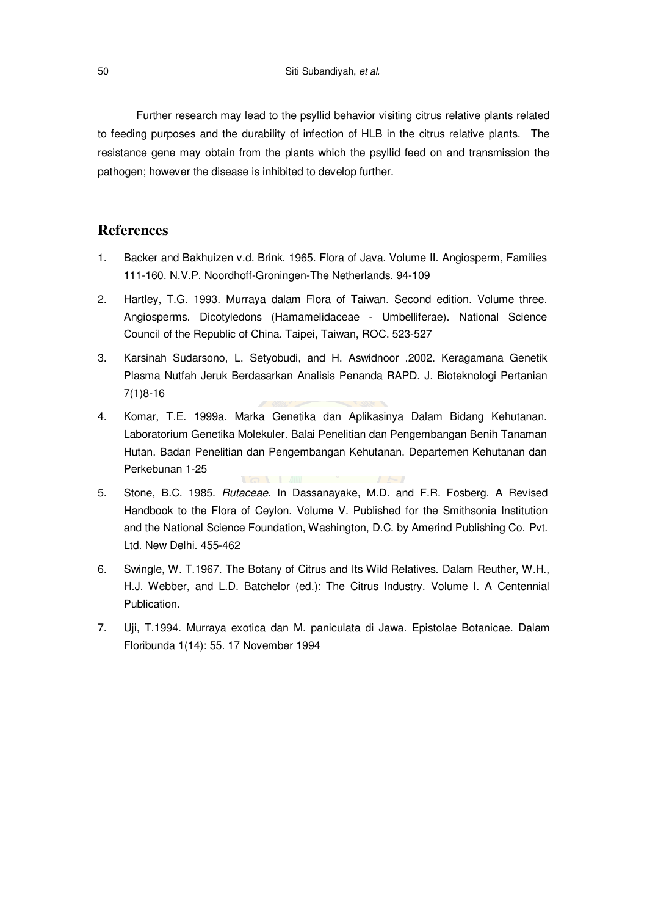Further research may lead to the psyllid behavior visiting citrus relative plants related to feeding purposes and the durability of infection of HLB in the citrus relative plants. The resistance gene may obtain from the plants which the psyllid feed on and transmission the pathogen; however the disease is inhibited to develop further.

## References

1. Backer and Bakhuizen v.d. Brink. 1965. Flora of Java. Volume II. Angiosperm, Families 111-160. N.V.P. Noordhoff-Groningen-The Netherlands. 94-109
2. Hartley, T.G. 1993. Murraya dalam Flora of Taiwan. Second edition. Volume three. Angiosperms. Dicotyledons (Hamamelidaceae - Umbelliferae). National Science Council of the Republic of China. Taipei, Taiwan, ROC. 523-527
3. Karsinah Sudarsono, L. Setyobudi, and H. Aswidnoor .2002. Keragamana Genetik Plasma Nutfah Jeruk Berdasarkan Analisis Penanda RAPD. J. Bioteknologi Pertanian 7(1)8-16
4. Komar, T.E. 1999a. Marka Genetika dan Aplikasinya Dalam Bidang Kehutanan. Laboratorium Genetika Molekuler. Balai Penelitian dan Pengembangan Benih Tanaman Hutan. Badan Penelitian dan Pengembangan Kehutanan. Departemen Kehutanan dan Perkebunan 1-25
5. Stone, B.C. 1985. *Rutaceae*. In Dassanayake, M.D. and F.R. Fosberg. A Revised Handbook to the Flora of Ceylon. Volume V. Published for the Smithsonia Institution and the National Science Foundation, Washington, D.C. by Amerind Publishing Co. Pvt. Ltd. New Delhi. 455-462
6. Swingle, W. T.1967. The Botany of Citrus and Its Wild Relatives. Dalam Reuther, W.H., H.J. Webber, and L.D. Batchelor (ed.): The Citrus Industry. Volume I. A Centennial Publication.
7. Uji, T.1994. Murraya exotica dan M. paniculata di Jawa. Epistolae Botanicae. Dalam Floribunda 1(14): 55. 17 November 1994